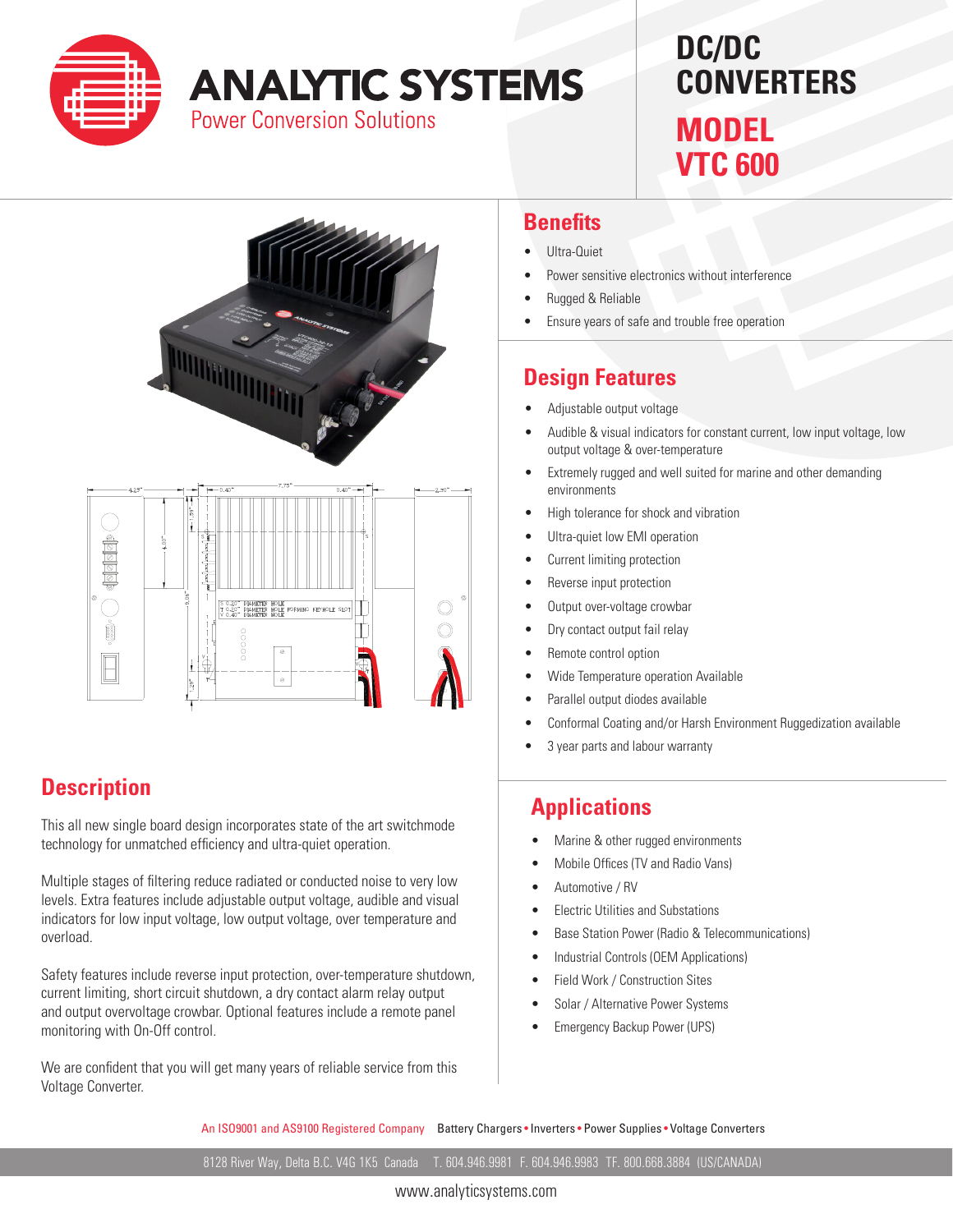# ANALYTIC SYSTEMS

Power Conversion Solutions

# DC/DC CONVERTERS

## MODEL VTC 600

## Benefits

- Ultra-Quiet
- Power sensitive electronics without interference
- Rugged & Reliable
- Ensure years of safe and trouble free operation

## Design Features

- Adjustable output voltage
- Audible & visual indicators for constant current, low input voltage, low output voltage & over-temperature
- Extremely rugged and well suited for marine and other demanding environments
- High tolerance for shock and vibration
- Ultra-quiet low EMI operation
- Current limiting protection
- Reverse input protection
- Output over-voltage crowbar
- Dry contact output fail relay
- Remote control option
- Wide Temperature operation Available
- Parallel output diodes available
- Conformal Coating and/or Harsh Environment Ruggedization available
- 3 year parts and labour warranty

## Description

This all new single board design incorporates state of the art switchmode technology for unmatched efficiency and ultra-quiet operation.

Multiple stages of filtering reduce radiated or conducted noise to very low levels. Extra features include adjustable output voltage, audible and visual indicators for low input voltage, low output voltage, over temperature and overload.

Safety features include reverse input protection, over-temperature shutdown, current limiting, short circuit shutdown, a dry contact alarm relay output and output overvoltage crowbar. Optional features include a remote panel monitoring with On-Off control.

We are confident that you will get many years of reliable service from this Voltage Converter.

## Applications

- Marine & other rugged environments
- Mobile Offices (TV and Radio Vans)
- Automotive / RV
- Electric Utilities and Substations
- Base Station Power (Radio & Telecommunications)
- Industrial Controls (OEM Applications)
- Field Work / Construction Sites
- Solar / Alternative Power Systems
- Emergency Backup Power (UPS)

An ISO9001 and AS9100 Registered Company   Battery Chargers • Inverters • Power Supplies • Voltage Converters

8128 River Way, Delta B.C. V4G 1K5 Canada   T. 604.946.9981 F. 604.946.9983 TF. 800.668.3884 (US/CANADA)

www.analyticsystems.com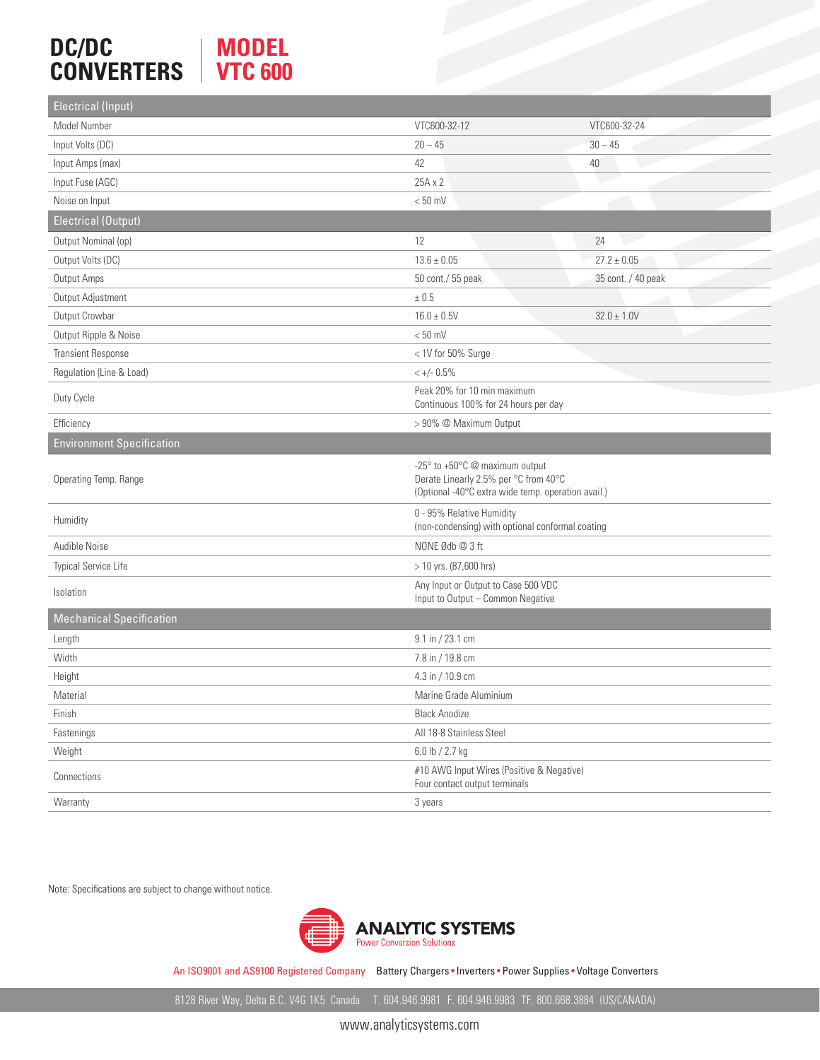# DC/DC CONVERTERS | MODEL VTC 600

| Electrical (Input) | | |
|---|---|---|
| Model Number | VTC600-32-12 | VTC600-32-24 |
| Input Volts (DC) | 20 – 45 | 30 – 45 |
| Input Amps (max) | 42 | 40 |
| Input Fuse (AGC) | 25A x 2 | |
| Noise on Input | < 50 mV | |
| **Electrical (Output)** | | |
| Output Nominal (op) | 12 | 24 |
| Output Volts (DC) | 13.6 ± 0.05 | 27.2 ± 0.05 |
| Output Amps | 50 cont./ 55 peak | 35 cont. / 40 peak |
| Output Adjustment | ± 0.5 | |
| Output Crowbar | 16.0 ± 0.5V | 32.0 ± 1.0V |
| Output Ripple & Noise | < 50 mV | |
| Transient Response | < 1V for 50% Surge | |
| Regulation (Line & Load) | < +/- 0.5% | |
| Duty Cycle | Peak 20% for 10 min maximum<br>Continuous 100% for 24 hours per day | |
| Efficiency | > 90% @ Maximum Output | |
| **Environment Specification** | | |
| Operating Temp. Range | -25° to +50°C @ maximum output<br>Derate Linearly 2.5% per °C from 40°C<br>(Optional -40°C extra wide temp. operation avail.) | |
| Humidity | 0 - 95% Relative Humidity<br>(non-condensing) with optional conformal coating | |
| Audible Noise | NONE Ødb @ 3 ft | |
| Typical Service Life | > 10 yrs. (87,600 hrs) | |
| Isolation | Any Input or Output to Case 500 VDC<br>Input to Output – Common Negative | |
| **Mechanical Specification** | | |
| Length | 9.1 in / 23.1 cm | |
| Width | 7.8 in / 19.8 cm | |
| Height | 4.3 in / 10.9 cm | |
| Material | Marine Grade Aluminium | |
| Finish | Black Anodize | |
| Fastenings | All 18-8 Stainless Steel | |
| Weight | 6.0 lb / 2.7 kg | |
| Connections | #10 AWG Input Wires (Positive & Negative)<br>Four contact output terminals | |
| Warranty | 3 years | |

Note: Specifications are subject to change without notice.

ANALYTIC SYSTEMS
Power Conversion Solutions

An ISO9001 and AS9100 Registered Company   Battery Chargers • Inverters • Power Supplies • Voltage Converters

8128 River Way, Delta B.C. V4G 1K5 Canada   T. 604.946.9981 F. 604.946.9983 TF. 800.668.3884 (US/CANADA)

www.analyticsystems.com